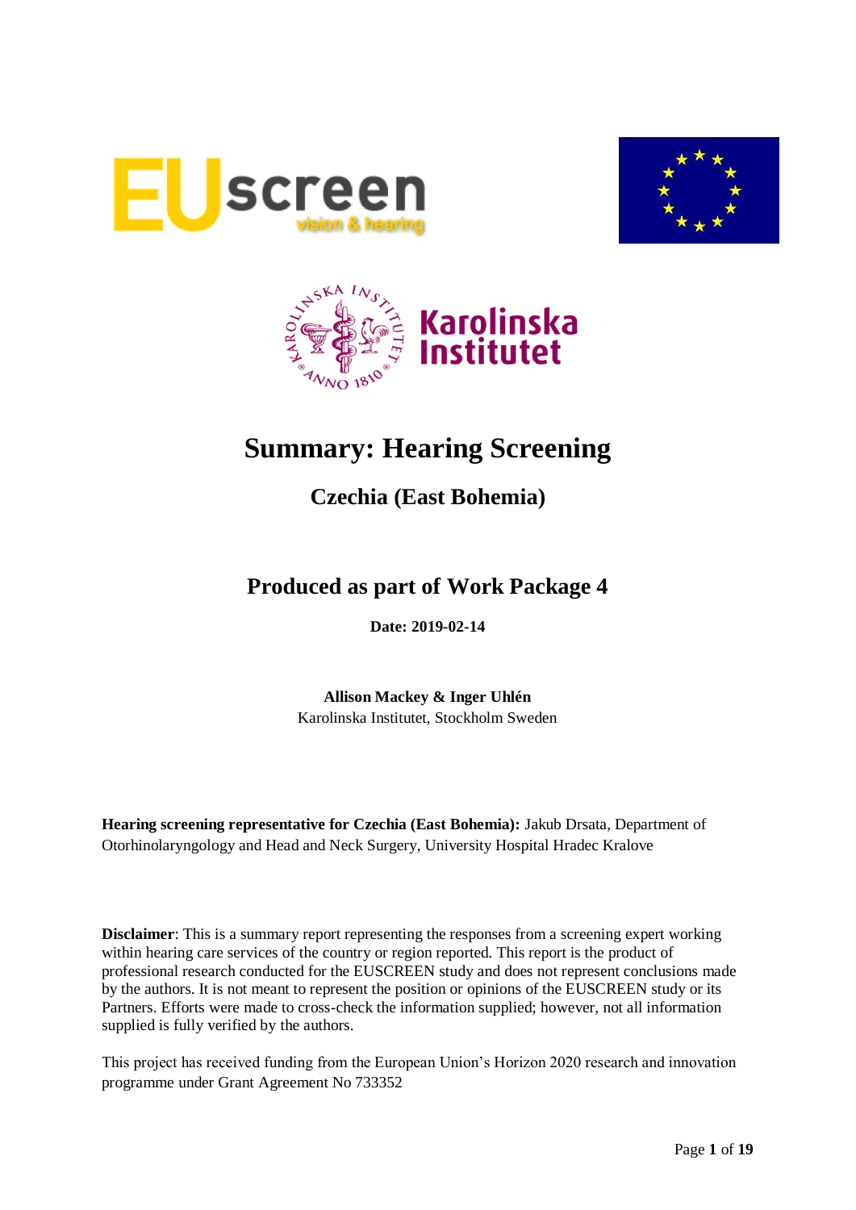# Summary: Hearing Screening

## Czechia (East Bohemia)

## Produced as part of Work Package 4

**Date: 2019-02-14**

**Allison Mackey & Inger Uhlén**
Karolinska Institutet, Stockholm Sweden

**Hearing screening representative for Czechia (East Bohemia):** Jakub Drsata, Department of Otorhinolaryngology and Head and Neck Surgery, University Hospital Hradec Kralove

**Disclaimer**: This is a summary report representing the responses from a screening expert working within hearing care services of the country or region reported. This report is the product of professional research conducted for the EUSCREEN study and does not represent conclusions made by the authors. It is not meant to represent the position or opinions of the EUSCREEN study or its Partners. Efforts were made to cross-check the information supplied; however, not all information supplied is fully verified by the authors.

This project has received funding from the European Union's Horizon 2020 research and innovation programme under Grant Agreement No 733352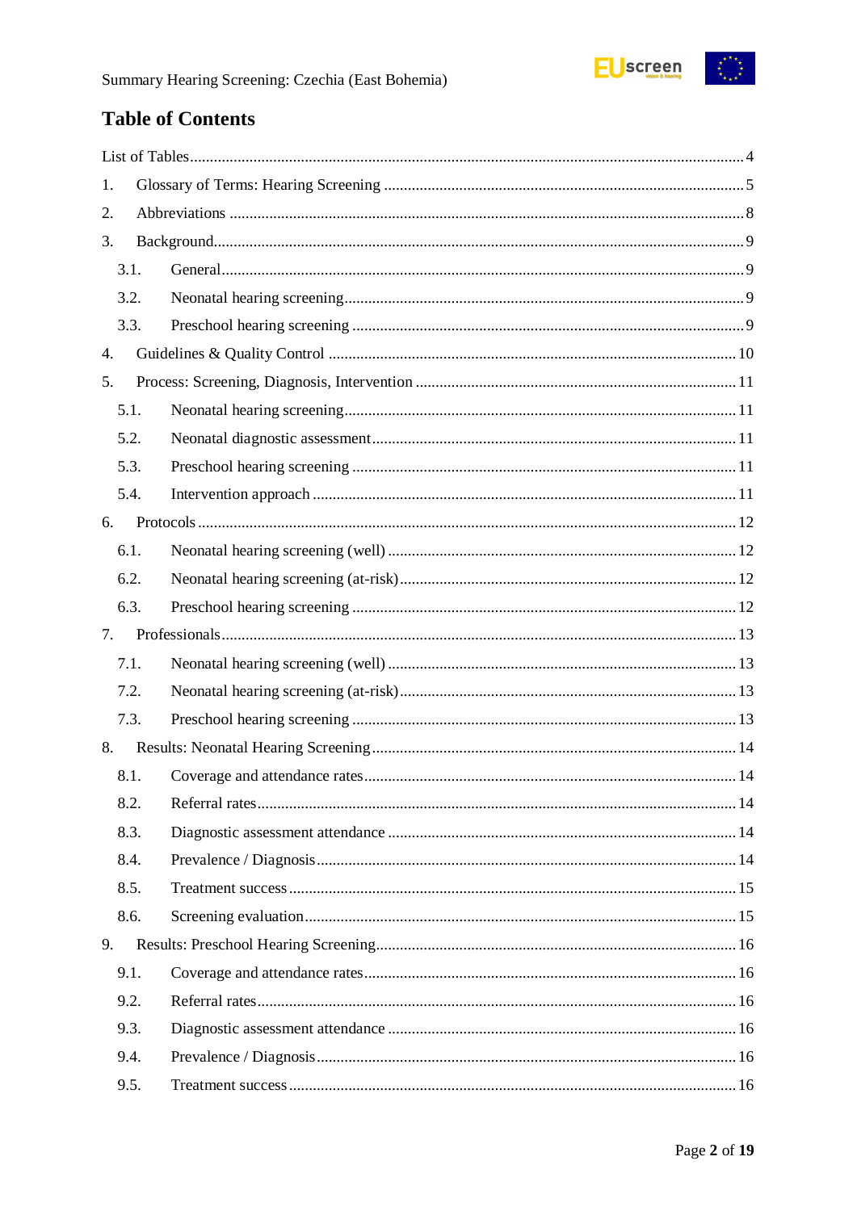## Table of Contents

List of Tables ..... 4

1. Glossary of Terms: Hearing Screening ..... 5
2. Abbreviations ..... 8
3. Background ..... 9
   - 3.1. General ..... 9
   - 3.2. Neonatal hearing screening ..... 9
   - 3.3. Preschool hearing screening ..... 9
4. Guidelines & Quality Control ..... 10
5. Process: Screening, Diagnosis, Intervention ..... 11
   - 5.1. Neonatal hearing screening ..... 11
   - 5.2. Neonatal diagnostic assessment ..... 11
   - 5.3. Preschool hearing screening ..... 11
   - 5.4. Intervention approach ..... 11
6. Protocols ..... 12
   - 6.1. Neonatal hearing screening (well) ..... 12
   - 6.2. Neonatal hearing screening (at-risk) ..... 12
   - 6.3. Preschool hearing screening ..... 12
7. Professionals ..... 13
   - 7.1. Neonatal hearing screening (well) ..... 13
   - 7.2. Neonatal hearing screening (at-risk) ..... 13
   - 7.3. Preschool hearing screening ..... 13
8. Results: Neonatal Hearing Screening ..... 14
   - 8.1. Coverage and attendance rates ..... 14
   - 8.2. Referral rates ..... 14
   - 8.3. Diagnostic assessment attendance ..... 14
   - 8.4. Prevalence / Diagnosis ..... 14
   - 8.5. Treatment success ..... 15
   - 8.6. Screening evaluation ..... 15
9. Results: Preschool Hearing Screening ..... 16
   - 9.1. Coverage and attendance rates ..... 16
   - 9.2. Referral rates ..... 16
   - 9.3. Diagnostic assessment attendance ..... 16
   - 9.4. Prevalence / Diagnosis ..... 16
   - 9.5. Treatment success ..... 16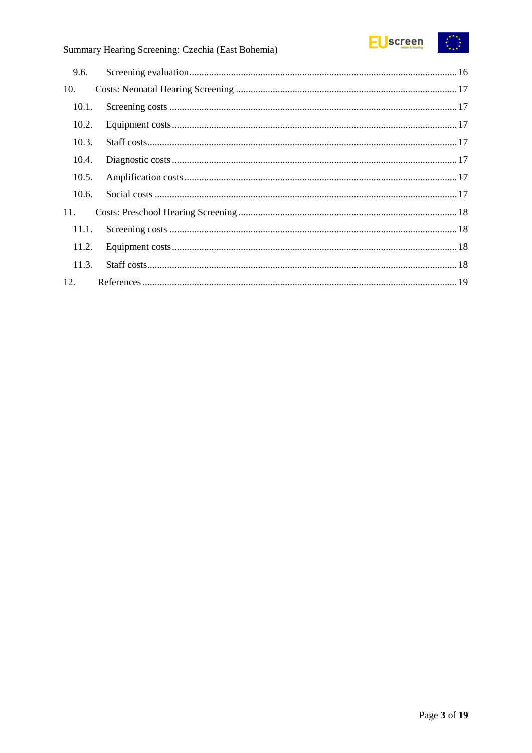9.6. Screening evaluation ... 16

10. Costs: Neonatal Hearing Screening ... 17

10.1. Screening costs ... 17

10.2. Equipment costs ... 17

10.3. Staff costs ... 17

10.4. Diagnostic costs ... 17

10.5. Amplification costs ... 17

10.6. Social costs ... 17

11. Costs: Preschool Hearing Screening ... 18

11.1. Screening costs ... 18

11.2. Equipment costs ... 18

11.3. Staff costs ... 18

12. References ... 19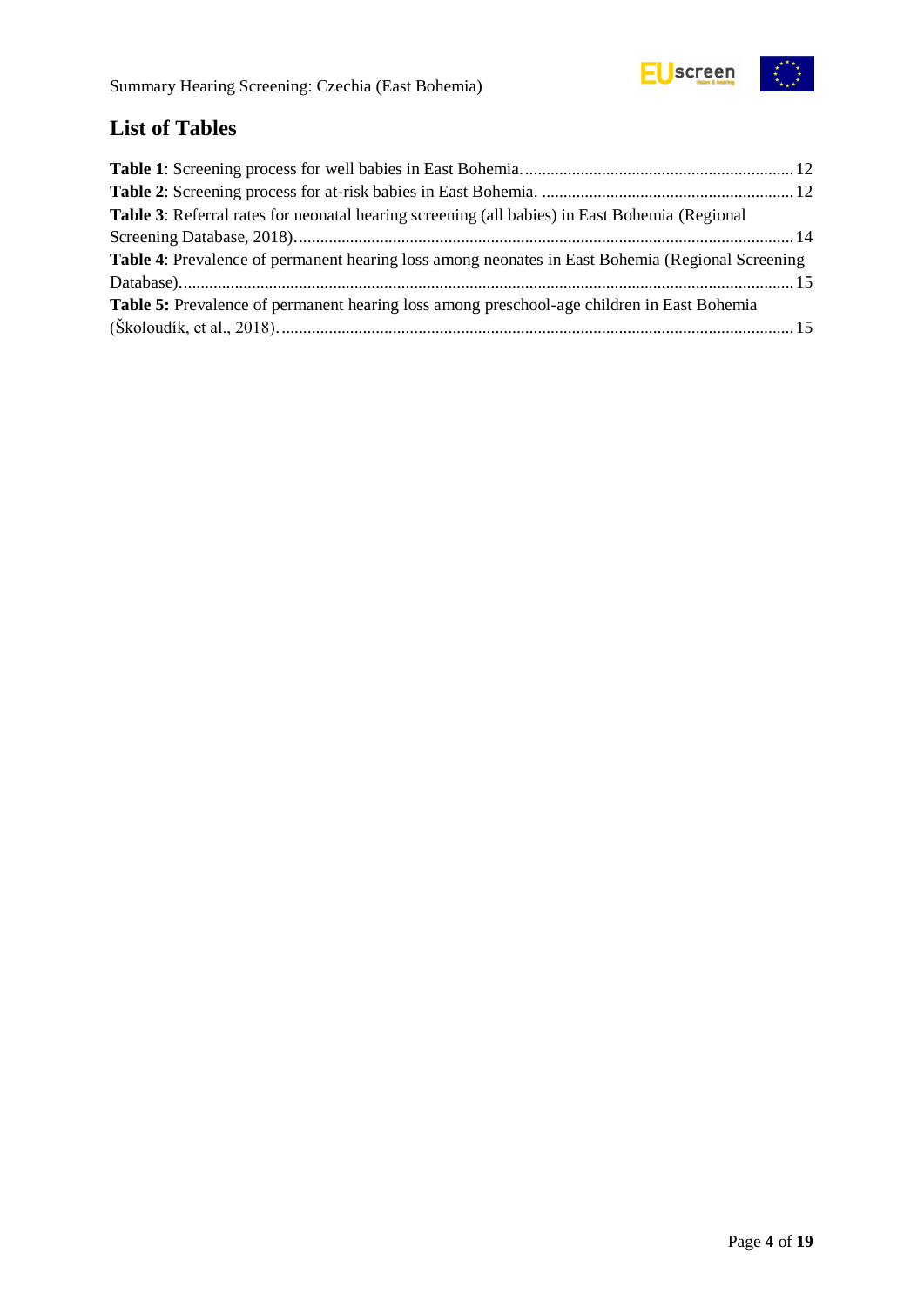## List of Tables

**Table 1**: Screening process for well babies in East Bohemia. 12

**Table 2**: Screening process for at-risk babies in East Bohemia. 12

**Table 3**: Referral rates for neonatal hearing screening (all babies) in East Bohemia (Regional Screening Database, 2018). 14

**Table 4**: Prevalence of permanent hearing loss among neonates in East Bohemia (Regional Screening Database). 15

**Table 5:** Prevalence of permanent hearing loss among preschool-age children in East Bohemia (Školoudík, et al., 2018). 15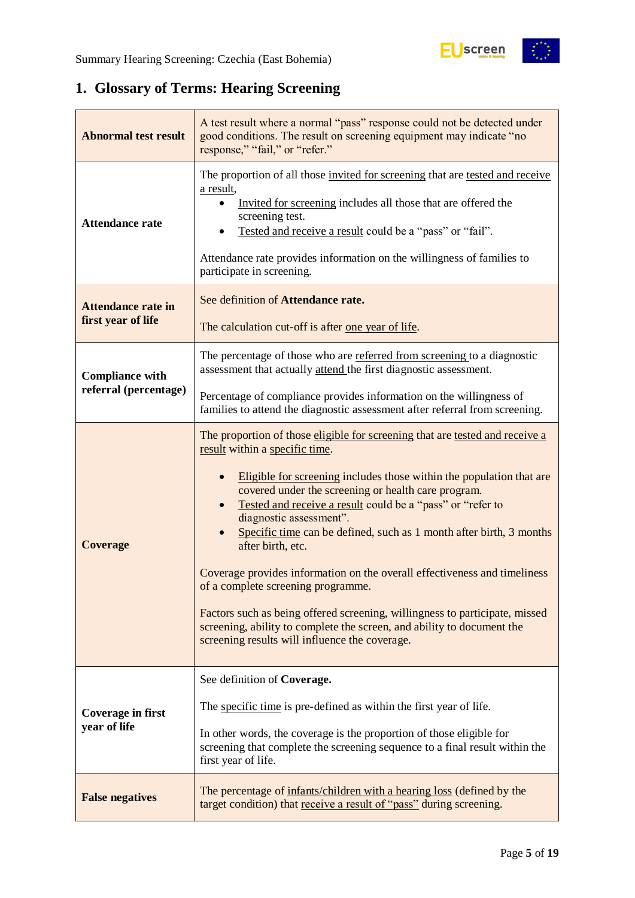## 1. Glossary of Terms: Hearing Screening

| | |
|---|---|
| **Abnormal test result** | A test result where a normal "pass" response could not be detected under good conditions. The result on screening equipment may indicate "no response," "fail," or "refer." |
| **Attendance rate** | The proportion of all those invited for screening that are tested and receive a result,<br>• Invited for screening includes all those that are offered the screening test.<br>• Tested and receive a result could be a "pass" or "fail".<br><br>Attendance rate provides information on the willingness of families to participate in screening. |
| **Attendance rate in first year of life** | See definition of **Attendance rate.**<br><br>The calculation cut-off is after one year of life. |
| **Compliance with referral (percentage)** | The percentage of those who are referred from screening to a diagnostic assessment that actually attend the first diagnostic assessment.<br><br>Percentage of compliance provides information on the willingness of families to attend the diagnostic assessment after referral from screening. |
| **Coverage** | The proportion of those eligible for screening that are tested and receive a result within a specific time.<br><br>• Eligible for screening includes those within the population that are covered under the screening or health care program.<br>• Tested and receive a result could be a "pass" or "refer to diagnostic assessment".<br>• Specific time can be defined, such as 1 month after birth, 3 months after birth, etc.<br><br>Coverage provides information on the overall effectiveness and timeliness of a complete screening programme.<br><br>Factors such as being offered screening, willingness to participate, missed screening, ability to complete the screen, and ability to document the screening results will influence the coverage. |
| **Coverage in first year of life** | See definition of **Coverage.**<br><br>The specific time is pre-defined as within the first year of life.<br><br>In other words, the coverage is the proportion of those eligible for screening that complete the screening sequence to a final result within the first year of life. |
| **False negatives** | The percentage of infants/children with a hearing loss (defined by the target condition) that receive a result of "pass" during screening. |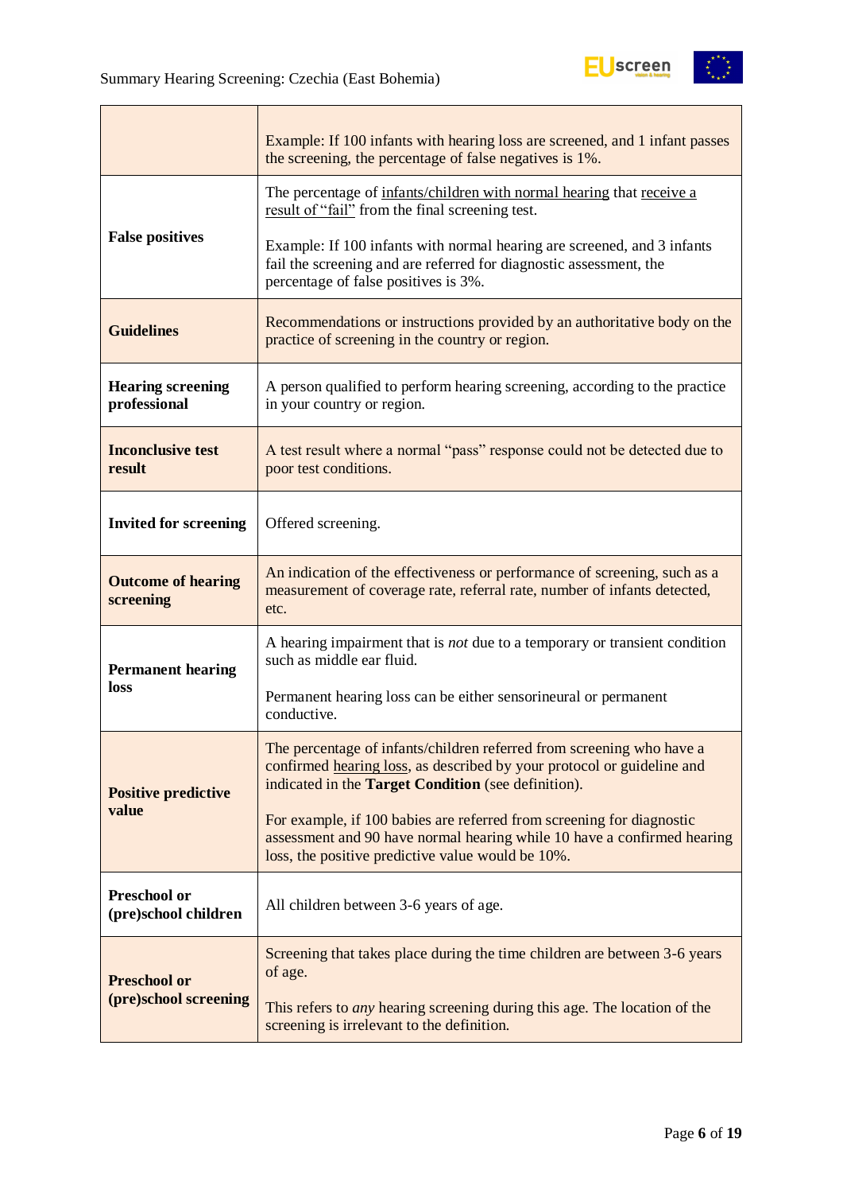| | |
|---|---|
| | Example: If 100 infants with hearing loss are screened, and 1 infant passes the screening, the percentage of false negatives is 1%. |
| **False positives** | The percentage of infants/children with normal hearing that receive a result of "fail" from the final screening test.<br><br>Example: If 100 infants with normal hearing are screened, and 3 infants fail the screening and are referred for diagnostic assessment, the percentage of false positives is 3%. |
| **Guidelines** | Recommendations or instructions provided by an authoritative body on the practice of screening in the country or region. |
| **Hearing screening professional** | A person qualified to perform hearing screening, according to the practice in your country or region. |
| **Inconclusive test result** | A test result where a normal "pass" response could not be detected due to poor test conditions. |
| **Invited for screening** | Offered screening. |
| **Outcome of hearing screening** | An indication of the effectiveness or performance of screening, such as a measurement of coverage rate, referral rate, number of infants detected, etc. |
| **Permanent hearing loss** | A hearing impairment that is *not* due to a temporary or transient condition such as middle ear fluid.<br><br>Permanent hearing loss can be either sensorineural or permanent conductive. |
| **Positive predictive value** | The percentage of infants/children referred from screening who have a confirmed hearing loss, as described by your protocol or guideline and indicated in the **Target Condition** (see definition).<br><br>For example, if 100 babies are referred from screening for diagnostic assessment and 90 have normal hearing while 10 have a confirmed hearing loss, the positive predictive value would be 10%. |
| **Preschool or (pre)school children** | All children between 3-6 years of age. |
| **Preschool or (pre)school screening** | Screening that takes place during the time children are between 3-6 years of age.<br><br>This refers to *any* hearing screening during this age. The location of the screening is irrelevant to the definition. |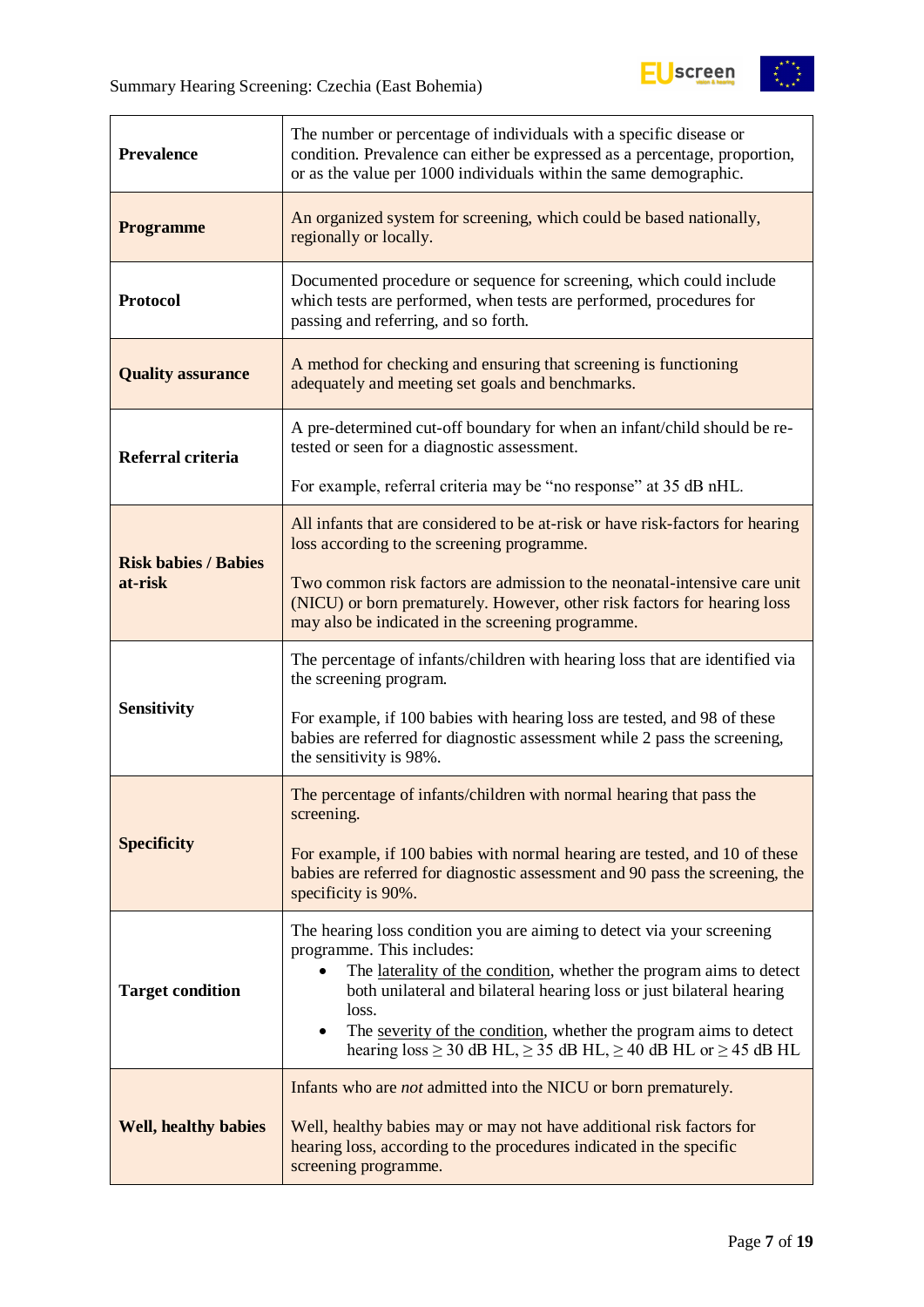| | |
|---|---|
| **Prevalence** | The number or percentage of individuals with a specific disease or condition. Prevalence can either be expressed as a percentage, proportion, or as the value per 1000 individuals within the same demographic. |
| **Programme** | An organized system for screening, which could be based nationally, regionally or locally. |
| **Protocol** | Documented procedure or sequence for screening, which could include which tests are performed, when tests are performed, procedures for passing and referring, and so forth. |
| **Quality assurance** | A method for checking and ensuring that screening is functioning adequately and meeting set goals and benchmarks. |
| **Referral criteria** | A pre-determined cut-off boundary for when an infant/child should be re-tested or seen for a diagnostic assessment.<br><br>For example, referral criteria may be “no response” at 35 dB nHL. |
| **Risk babies / Babies at-risk** | All infants that are considered to be at-risk or have risk-factors for hearing loss according to the screening programme.<br><br>Two common risk factors are admission to the neonatal-intensive care unit (NICU) or born prematurely. However, other risk factors for hearing loss may also be indicated in the screening programme. |
| **Sensitivity** | The percentage of infants/children with hearing loss that are identified via the screening program.<br><br>For example, if 100 babies with hearing loss are tested, and 98 of these babies are referred for diagnostic assessment while 2 pass the screening, the sensitivity is 98%. |
| **Specificity** | The percentage of infants/children with normal hearing that pass the screening.<br><br>For example, if 100 babies with normal hearing are tested, and 10 of these babies are referred for diagnostic assessment and 90 pass the screening, the specificity is 90%. |
| **Target condition** | The hearing loss condition you are aiming to detect via your screening programme. This includes:<br>• The laterality of the condition, whether the program aims to detect both unilateral and bilateral hearing loss or just bilateral hearing loss.<br>• The severity of the condition, whether the program aims to detect hearing loss ≥ 30 dB HL, ≥ 35 dB HL, ≥ 40 dB HL or ≥ 45 dB HL |
| **Well, healthy babies** | Infants who are *not* admitted into the NICU or born prematurely.<br><br>Well, healthy babies may or may not have additional risk factors for hearing loss, according to the procedures indicated in the specific screening programme. |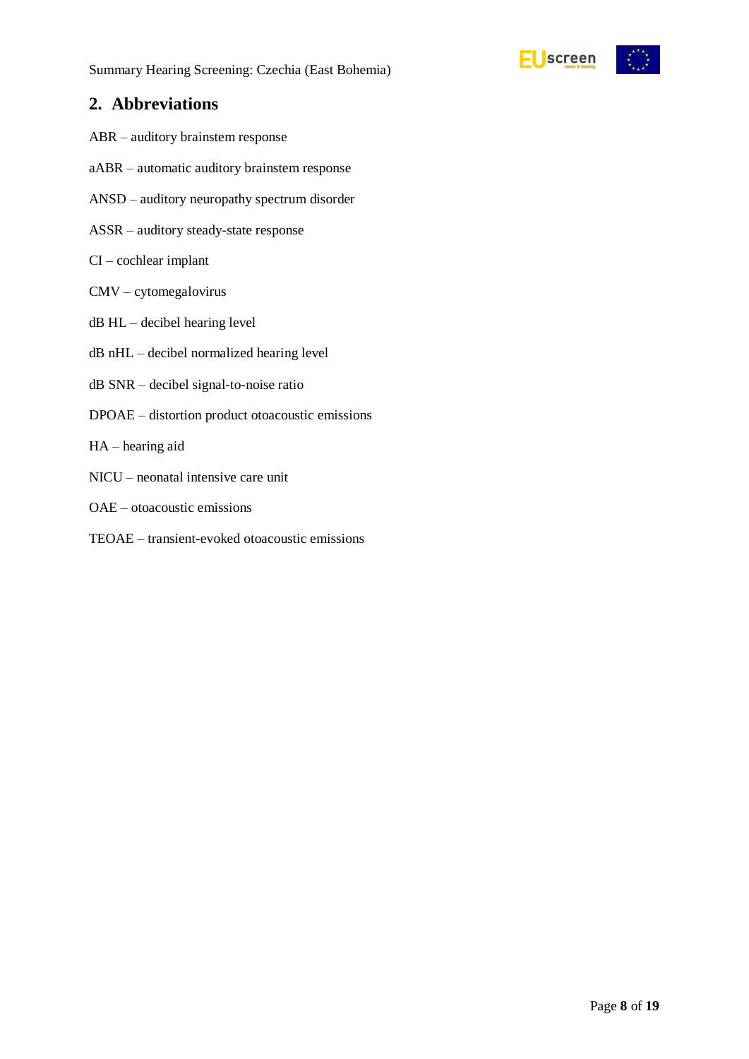## 2. Abbreviations

ABR – auditory brainstem response

aABR – automatic auditory brainstem response

ANSD – auditory neuropathy spectrum disorder

ASSR – auditory steady-state response

CI – cochlear implant

CMV – cytomegalovirus

dB HL – decibel hearing level

dB nHL – decibel normalized hearing level

dB SNR – decibel signal-to-noise ratio

DPOAE – distortion product otoacoustic emissions

HA – hearing aid

NICU – neonatal intensive care unit

OAE – otoacoustic emissions

TEOAE – transient-evoked otoacoustic emissions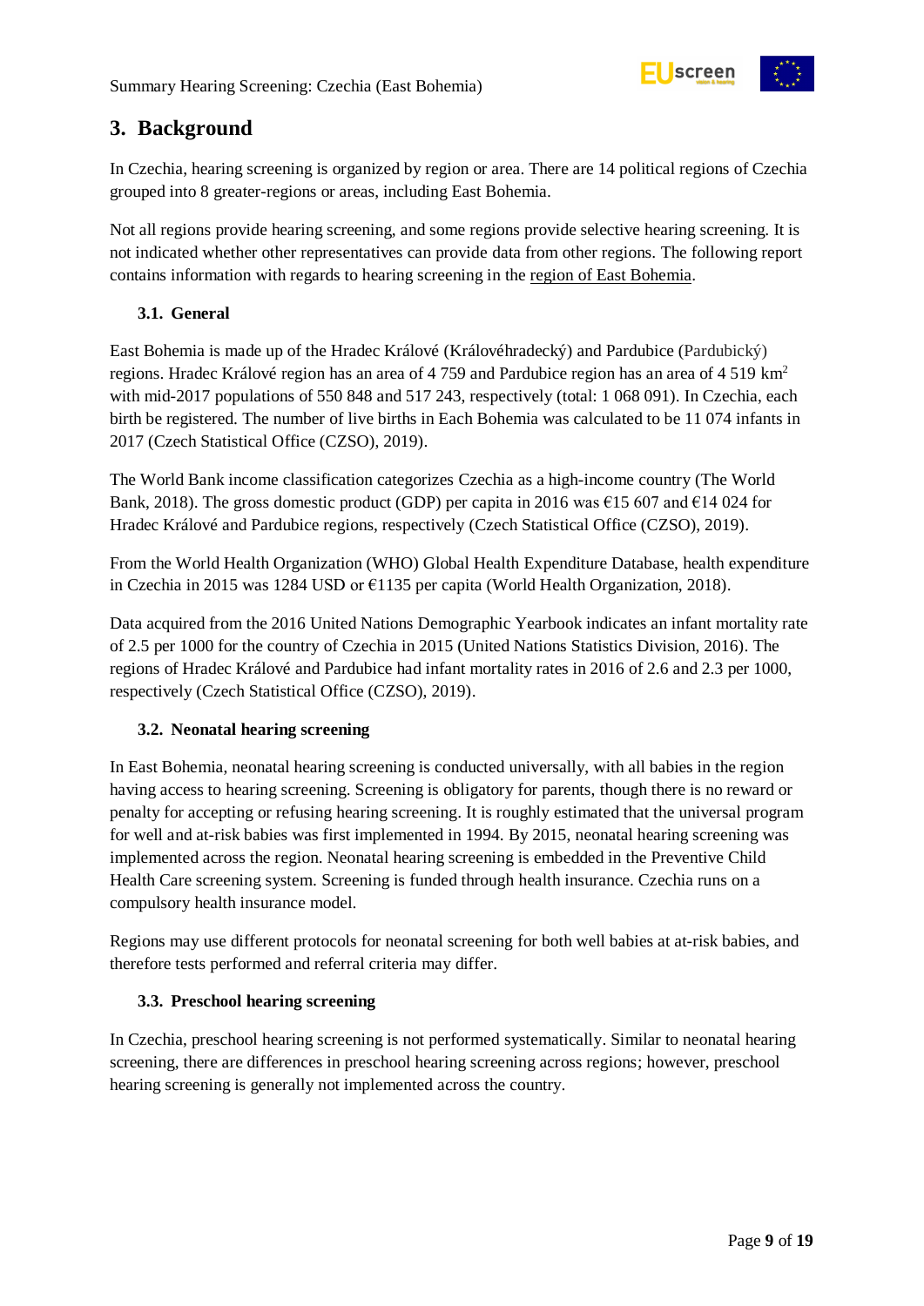## 3. Background

In Czechia, hearing screening is organized by region or area. There are 14 political regions of Czechia grouped into 8 greater-regions or areas, including East Bohemia.

Not all regions provide hearing screening, and some regions provide selective hearing screening. It is not indicated whether other representatives can provide data from other regions. The following report contains information with regards to hearing screening in the region of East Bohemia.

### 3.1. General

East Bohemia is made up of the Hradec Králové (Královéhradecký) and Pardubice (Pardubický) regions. Hradec Králové region has an area of 4 759 and Pardubice region has an area of 4 519 km$^2$ with mid-2017 populations of 550 848 and 517 243, respectively (total: 1 068 091). In Czechia, each birth be registered. The number of live births in Each Bohemia was calculated to be 11 074 infants in 2017 (Czech Statistical Office (CZSO), 2019).

The World Bank income classification categorizes Czechia as a high-income country (The World Bank, 2018). The gross domestic product (GDP) per capita in 2016 was €15 607 and €14 024 for Hradec Králové and Pardubice regions, respectively (Czech Statistical Office (CZSO), 2019).

From the World Health Organization (WHO) Global Health Expenditure Database, health expenditure in Czechia in 2015 was 1284 USD or €1135 per capita (World Health Organization, 2018).

Data acquired from the 2016 United Nations Demographic Yearbook indicates an infant mortality rate of 2.5 per 1000 for the country of Czechia in 2015 (United Nations Statistics Division, 2016). The regions of Hradec Králové and Pardubice had infant mortality rates in 2016 of 2.6 and 2.3 per 1000, respectively (Czech Statistical Office (CZSO), 2019).

### 3.2. Neonatal hearing screening

In East Bohemia, neonatal hearing screening is conducted universally, with all babies in the region having access to hearing screening. Screening is obligatory for parents, though there is no reward or penalty for accepting or refusing hearing screening. It is roughly estimated that the universal program for well and at-risk babies was first implemented in 1994. By 2015, neonatal hearing screening was implemented across the region. Neonatal hearing screening is embedded in the Preventive Child Health Care screening system. Screening is funded through health insurance. Czechia runs on a compulsory health insurance model.

Regions may use different protocols for neonatal screening for both well babies at at-risk babies, and therefore tests performed and referral criteria may differ.

### 3.3. Preschool hearing screening

In Czechia, preschool hearing screening is not performed systematically. Similar to neonatal hearing screening, there are differences in preschool hearing screening across regions; however, preschool hearing screening is generally not implemented across the country.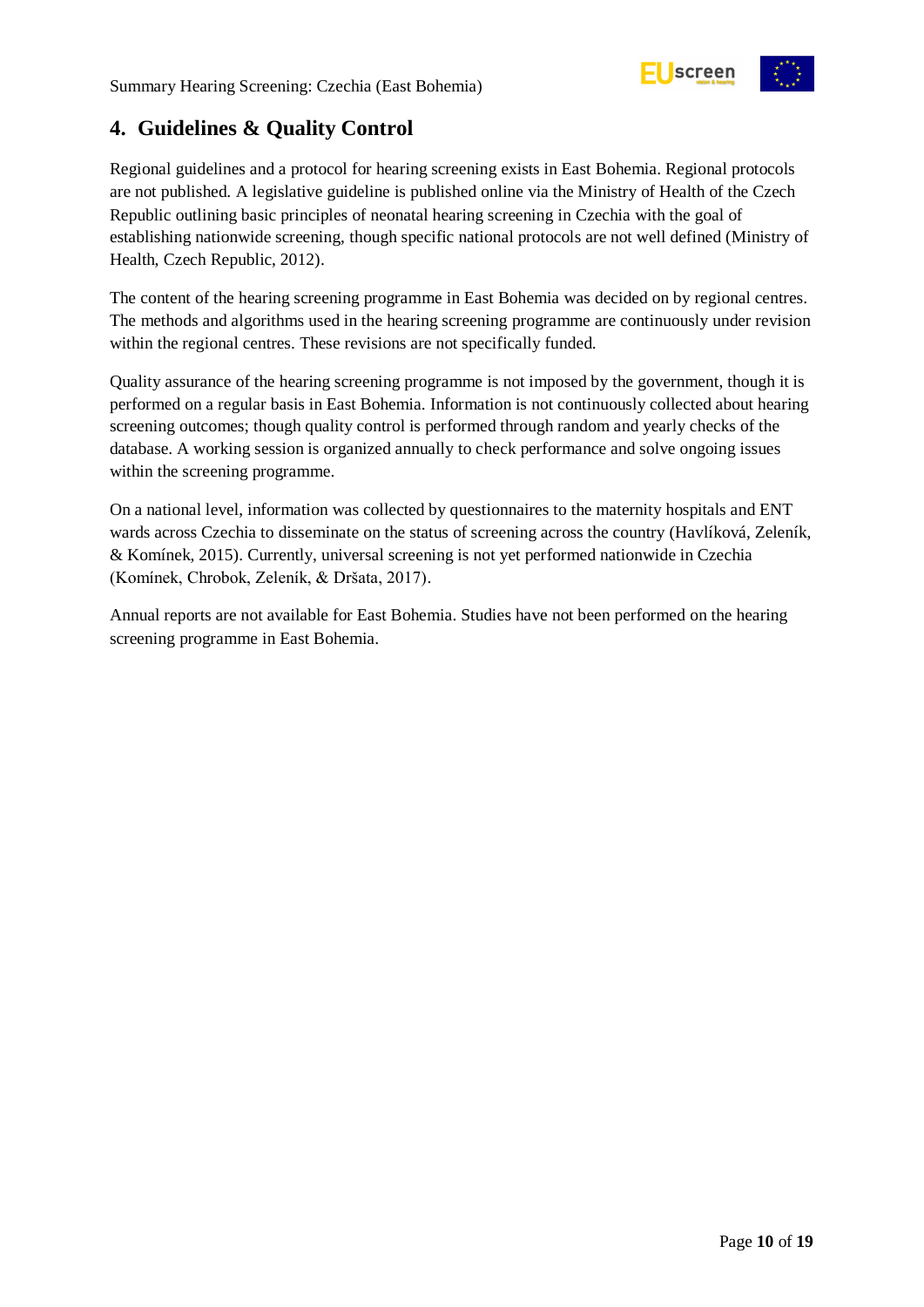## 4. Guidelines & Quality Control

Regional guidelines and a protocol for hearing screening exists in East Bohemia. Regional protocols are not published. A legislative guideline is published online via the Ministry of Health of the Czech Republic outlining basic principles of neonatal hearing screening in Czechia with the goal of establishing nationwide screening, though specific national protocols are not well defined (Ministry of Health, Czech Republic, 2012).

The content of the hearing screening programme in East Bohemia was decided on by regional centres. The methods and algorithms used in the hearing screening programme are continuously under revision within the regional centres. These revisions are not specifically funded.

Quality assurance of the hearing screening programme is not imposed by the government, though it is performed on a regular basis in East Bohemia. Information is not continuously collected about hearing screening outcomes; though quality control is performed through random and yearly checks of the database. A working session is organized annually to check performance and solve ongoing issues within the screening programme.

On a national level, information was collected by questionnaires to the maternity hospitals and ENT wards across Czechia to disseminate on the status of screening across the country (Havlíková, Zeleník, & Komínek, 2015). Currently, universal screening is not yet performed nationwide in Czechia (Komínek, Chrobok, Zeleník, & Dršata, 2017).

Annual reports are not available for East Bohemia. Studies have not been performed on the hearing screening programme in East Bohemia.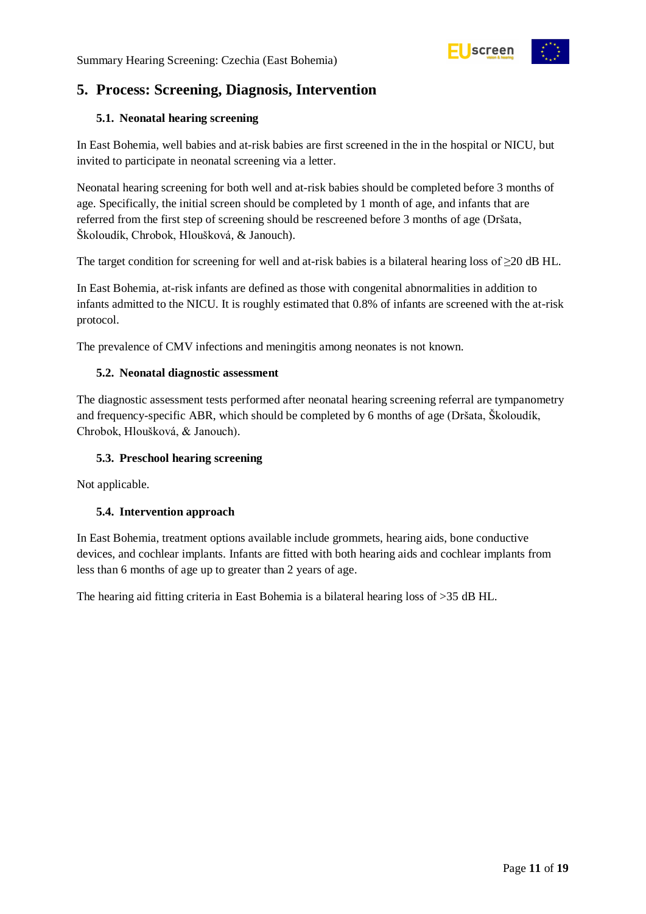## 5. Process: Screening, Diagnosis, Intervention

### 5.1. Neonatal hearing screening

In East Bohemia, well babies and at-risk babies are first screened in the in the hospital or NICU, but invited to participate in neonatal screening via a letter.

Neonatal hearing screening for both well and at-risk babies should be completed before 3 months of age. Specifically, the initial screen should be completed by 1 month of age, and infants that are referred from the first step of screening should be rescreened before 3 months of age (Dršata, Školoudík, Chrobok, Hloušková, & Janouch).

The target condition for screening for well and at-risk babies is a bilateral hearing loss of ≥20 dB HL.

In East Bohemia, at-risk infants are defined as those with congenital abnormalities in addition to infants admitted to the NICU. It is roughly estimated that 0.8% of infants are screened with the at-risk protocol.

The prevalence of CMV infections and meningitis among neonates is not known.

### 5.2. Neonatal diagnostic assessment

The diagnostic assessment tests performed after neonatal hearing screening referral are tympanometry and frequency-specific ABR, which should be completed by 6 months of age (Dršata, Školoudík, Chrobok, Hloušková, & Janouch).

### 5.3. Preschool hearing screening

Not applicable.

### 5.4. Intervention approach

In East Bohemia, treatment options available include grommets, hearing aids, bone conductive devices, and cochlear implants. Infants are fitted with both hearing aids and cochlear implants from less than 6 months of age up to greater than 2 years of age.

The hearing aid fitting criteria in East Bohemia is a bilateral hearing loss of >35 dB HL.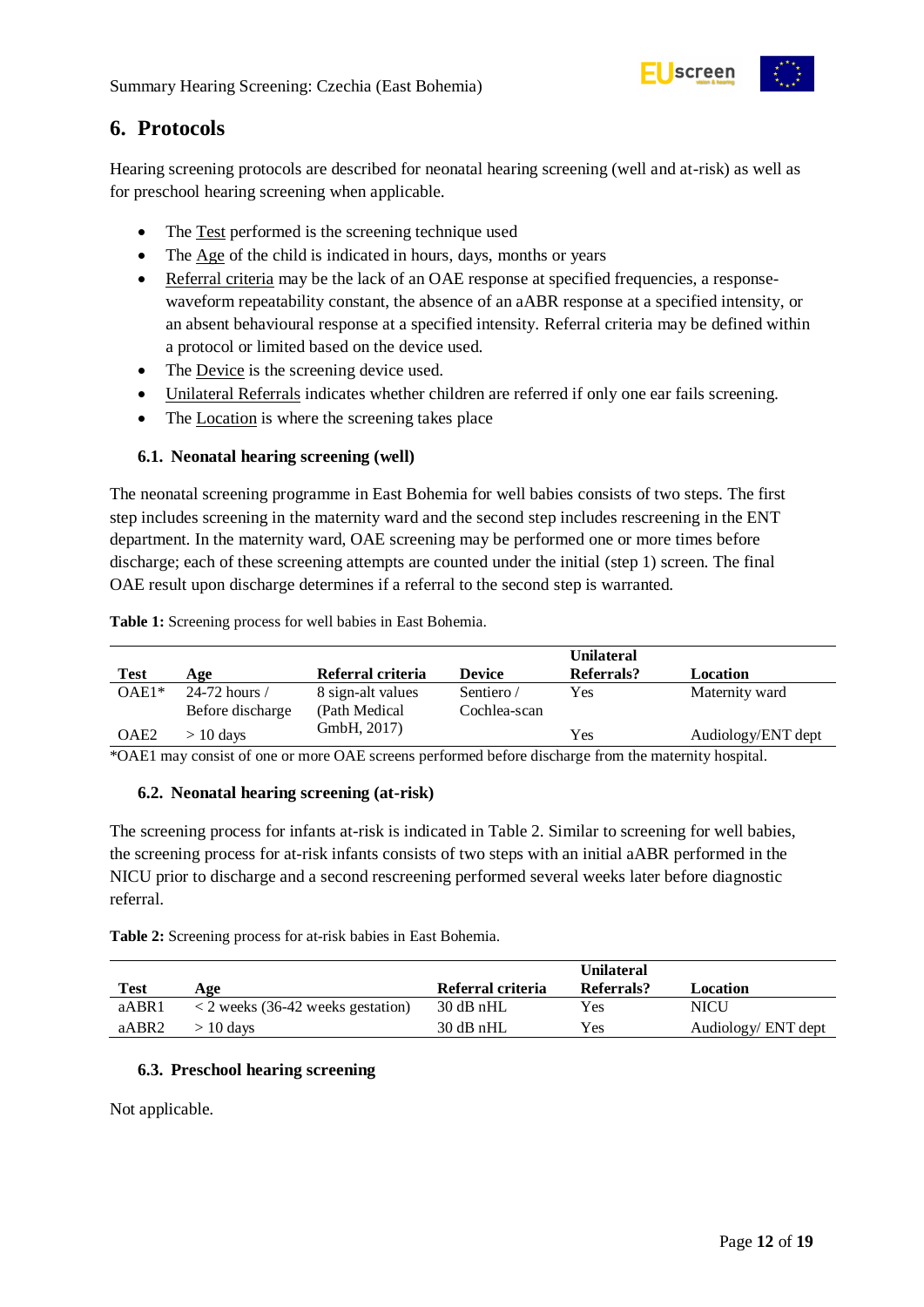# 6. Protocols

Hearing screening protocols are described for neonatal hearing screening (well and at-risk) as well as for preschool hearing screening when applicable.

- The Test performed is the screening technique used
- The Age of the child is indicated in hours, days, months or years
- Referral criteria may be the lack of an OAE response at specified frequencies, a response-waveform repeatability constant, the absence of an aABR response at a specified intensity, or an absent behavioural response at a specified intensity. Referral criteria may be defined within a protocol or limited based on the device used.
- The Device is the screening device used.
- Unilateral Referrals indicates whether children are referred if only one ear fails screening.
- The Location is where the screening takes place

### 6.1. Neonatal hearing screening (well)

The neonatal screening programme in East Bohemia for well babies consists of two steps. The first step includes screening in the maternity ward and the second step includes rescreening in the ENT department. In the maternity ward, OAE screening may be performed one or more times before discharge; each of these screening attempts are counted under the initial (step 1) screen. The final OAE result upon discharge determines if a referral to the second step is warranted.

**Table 1:** Screening process for well babies in East Bohemia.

| Test | Age | Referral criteria | Device | Unilateral Referrals? | Location |
|---|---|---|---|---|---|
| OAE1* | 24-72 hours / Before discharge | 8 sign-alt values (Path Medical GmbH, 2017) | Sentiero / Cochlea-scan | Yes | Maternity ward |
| OAE2 | > 10 days | | | Yes | Audiology/ENT dept |

*OAE1 may consist of one or more OAE screens performed before discharge from the maternity hospital.

### 6.2. Neonatal hearing screening (at-risk)

The screening process for infants at-risk is indicated in Table 2. Similar to screening for well babies, the screening process for at-risk infants consists of two steps with an initial aABR performed in the NICU prior to discharge and a second rescreening performed several weeks later before diagnostic referral.

**Table 2:** Screening process for at-risk babies in East Bohemia.

| Test | Age | Referral criteria | Unilateral Referrals? | Location |
|---|---|---|---|---|
| aABR1 | < 2 weeks (36-42 weeks gestation) | 30 dB nHL | Yes | NICU |
| aABR2 | > 10 days | 30 dB nHL | Yes | Audiology/ ENT dept |

### 6.3. Preschool hearing screening

Not applicable.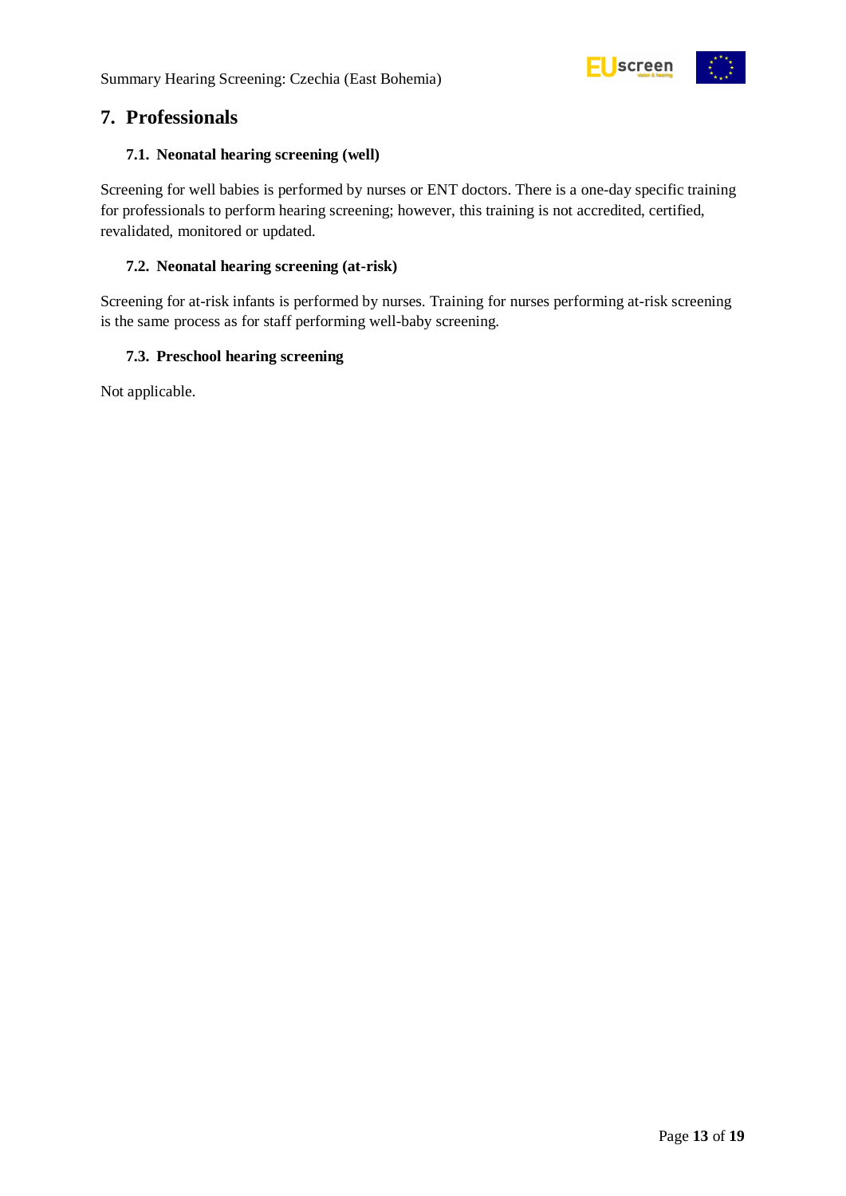## 7. Professionals

### 7.1. Neonatal hearing screening (well)

Screening for well babies is performed by nurses or ENT doctors. There is a one-day specific training for professionals to perform hearing screening; however, this training is not accredited, certified, revalidated, monitored or updated.

### 7.2. Neonatal hearing screening (at-risk)

Screening for at-risk infants is performed by nurses. Training for nurses performing at-risk screening is the same process as for staff performing well-baby screening.

### 7.3. Preschool hearing screening

Not applicable.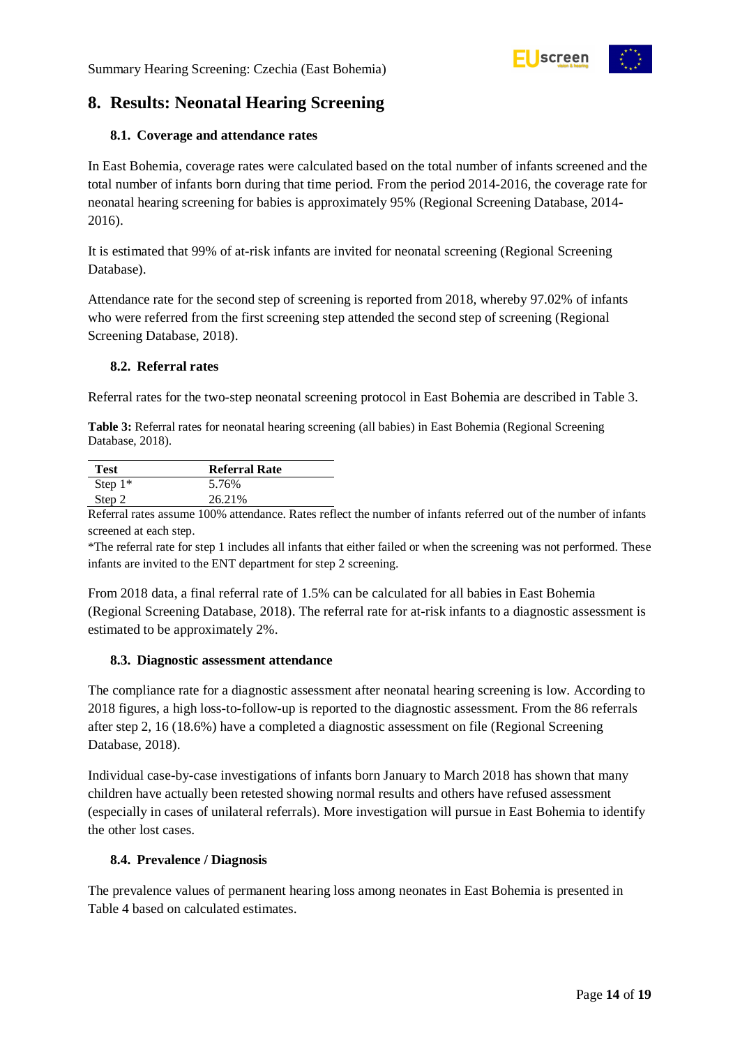## 8. Results: Neonatal Hearing Screening

### 8.1. Coverage and attendance rates

In East Bohemia, coverage rates were calculated based on the total number of infants screened and the total number of infants born during that time period. From the period 2014-2016, the coverage rate for neonatal hearing screening for babies is approximately 95% (Regional Screening Database, 2014-2016).

It is estimated that 99% of at-risk infants are invited for neonatal screening (Regional Screening Database).

Attendance rate for the second step of screening is reported from 2018, whereby 97.02% of infants who were referred from the first screening step attended the second step of screening (Regional Screening Database, 2018).

### 8.2. Referral rates

Referral rates for the two-step neonatal screening protocol in East Bohemia are described in Table 3.

**Table 3:** Referral rates for neonatal hearing screening (all babies) in East Bohemia (Regional Screening Database, 2018).

| Test | Referral Rate |
|---|---|
| Step 1* | 5.76% |
| Step 2 | 26.21% |

Referral rates assume 100% attendance. Rates reflect the number of infants referred out of the number of infants screened at each step.

*The referral rate for step 1 includes all infants that either failed or when the screening was not performed. These infants are invited to the ENT department for step 2 screening.

From 2018 data, a final referral rate of 1.5% can be calculated for all babies in East Bohemia (Regional Screening Database, 2018). The referral rate for at-risk infants to a diagnostic assessment is estimated to be approximately 2%.

### 8.3. Diagnostic assessment attendance

The compliance rate for a diagnostic assessment after neonatal hearing screening is low. According to 2018 figures, a high loss-to-follow-up is reported to the diagnostic assessment. From the 86 referrals after step 2, 16 (18.6%) have a completed a diagnostic assessment on file (Regional Screening Database, 2018).

Individual case-by-case investigations of infants born January to March 2018 has shown that many children have actually been retested showing normal results and others have refused assessment (especially in cases of unilateral referrals). More investigation will pursue in East Bohemia to identify the other lost cases.

### 8.4. Prevalence / Diagnosis

The prevalence values of permanent hearing loss among neonates in East Bohemia is presented in Table 4 based on calculated estimates.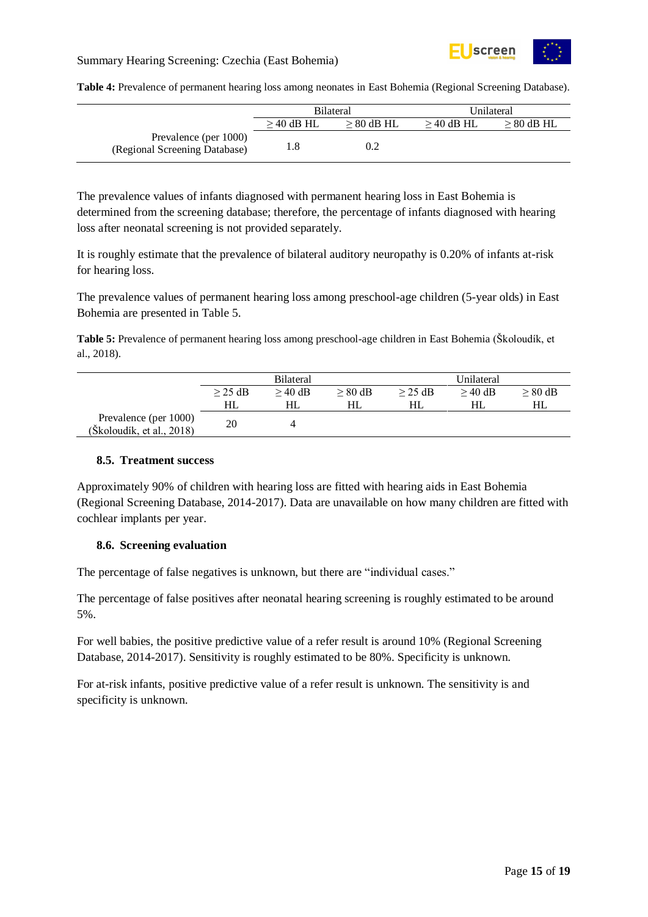**Table 4:** Prevalence of permanent hearing loss among neonates in East Bohemia (Regional Screening Database).

| | Bilateral | | Unilateral | |
|---|---|---|---|---|
| | ≥ 40 dB HL | ≥ 80 dB HL | ≥ 40 dB HL | ≥ 80 dB HL |
| Prevalence (per 1000) (Regional Screening Database) | 1.8 | 0.2 | | |

The prevalence values of infants diagnosed with permanent hearing loss in East Bohemia is determined from the screening database; therefore, the percentage of infants diagnosed with hearing loss after neonatal screening is not provided separately.

It is roughly estimate that the prevalence of bilateral auditory neuropathy is 0.20% of infants at-risk for hearing loss.

The prevalence values of permanent hearing loss among preschool-age children (5-year olds) in East Bohemia are presented in Table 5.

**Table 5:** Prevalence of permanent hearing loss among preschool-age children in East Bohemia (Školoudík, et al., 2018).

| | Bilateral | | | Unilateral | | |
|---|---|---|---|---|---|---|
| | ≥ 25 dB HL | ≥ 40 dB HL | ≥ 80 dB HL | ≥ 25 dB HL | ≥ 40 dB HL | ≥ 80 dB HL |
| Prevalence (per 1000) (Školoudík, et al., 2018) | 20 | 4 | | | | |

### 8.5. Treatment success

Approximately 90% of children with hearing loss are fitted with hearing aids in East Bohemia (Regional Screening Database, 2014-2017). Data are unavailable on how many children are fitted with cochlear implants per year.

### 8.6. Screening evaluation

The percentage of false negatives is unknown, but there are "individual cases."

The percentage of false positives after neonatal hearing screening is roughly estimated to be around 5%.

For well babies, the positive predictive value of a refer result is around 10% (Regional Screening Database, 2014-2017). Sensitivity is roughly estimated to be 80%. Specificity is unknown.

For at-risk infants, positive predictive value of a refer result is unknown. The sensitivity is and specificity is unknown.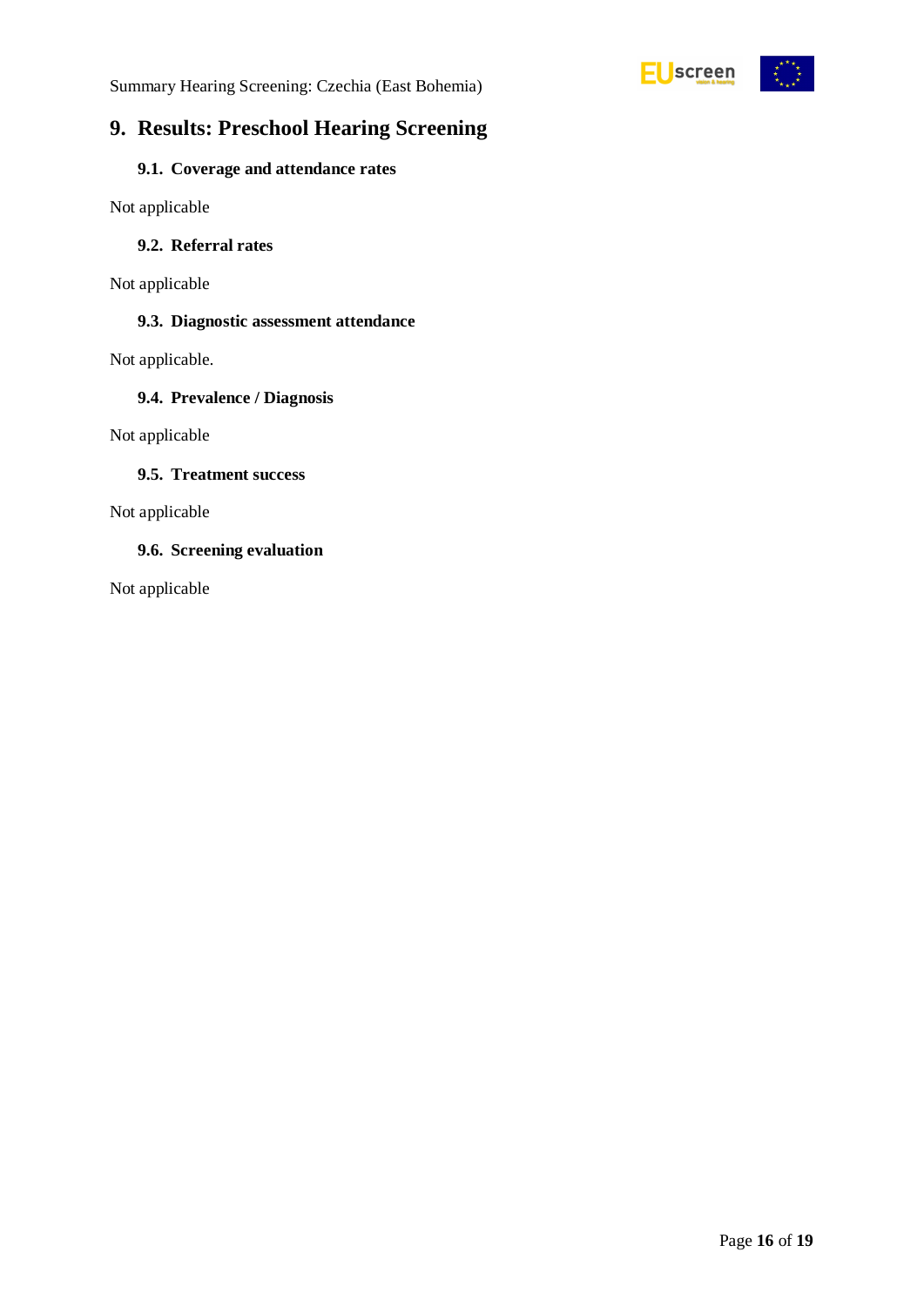## 9. Results: Preschool Hearing Screening

### 9.1. Coverage and attendance rates

Not applicable

### 9.2. Referral rates

Not applicable

### 9.3. Diagnostic assessment attendance

Not applicable.

### 9.4. Prevalence / Diagnosis

Not applicable

### 9.5. Treatment success

Not applicable

### 9.6. Screening evaluation

Not applicable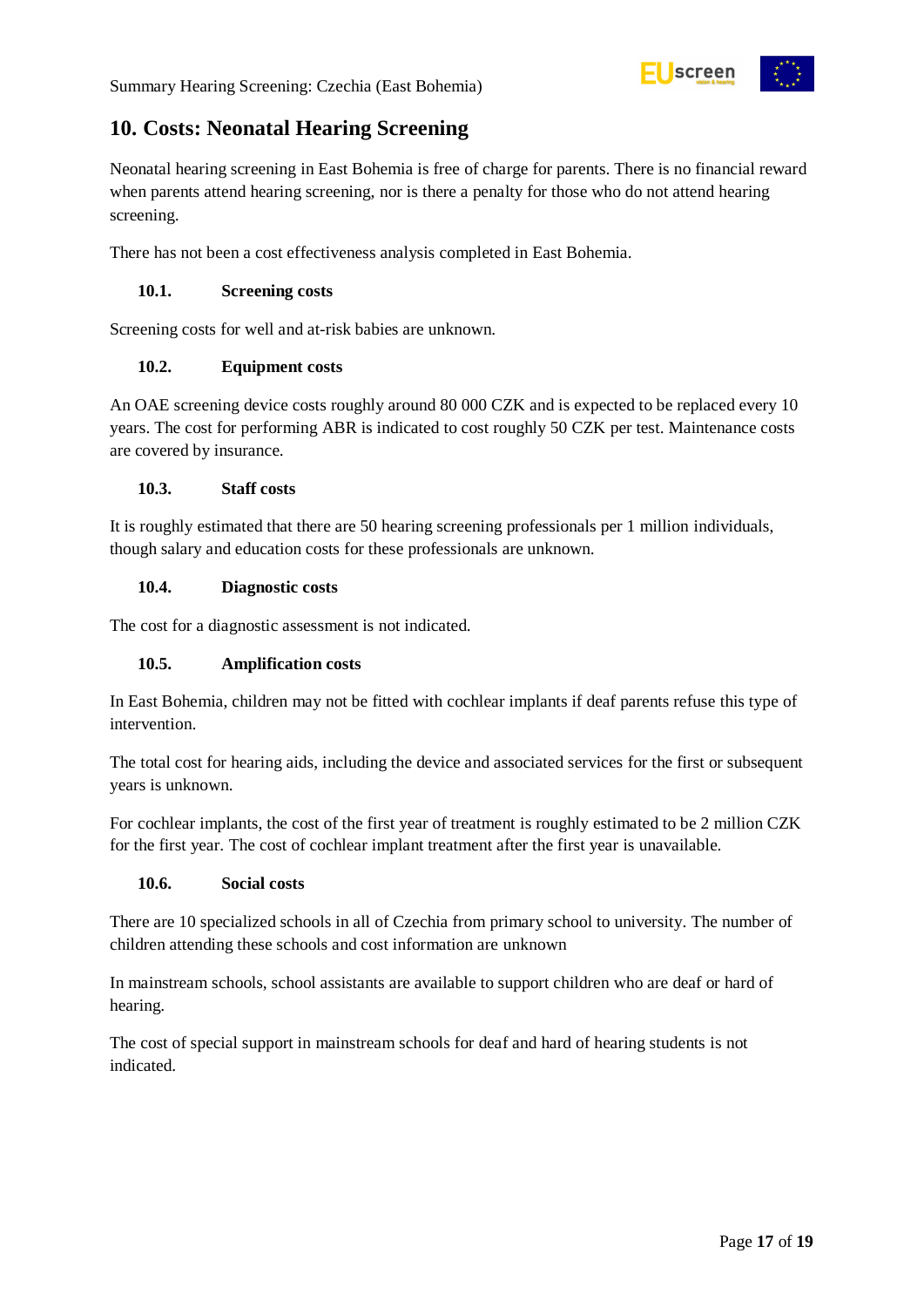## 10. Costs: Neonatal Hearing Screening

Neonatal hearing screening in East Bohemia is free of charge for parents. There is no financial reward when parents attend hearing screening, nor is there a penalty for those who do not attend hearing screening.

There has not been a cost effectiveness analysis completed in East Bohemia.

### 10.1. Screening costs

Screening costs for well and at-risk babies are unknown.

### 10.2. Equipment costs

An OAE screening device costs roughly around 80 000 CZK and is expected to be replaced every 10 years. The cost for performing ABR is indicated to cost roughly 50 CZK per test. Maintenance costs are covered by insurance.

### 10.3. Staff costs

It is roughly estimated that there are 50 hearing screening professionals per 1 million individuals, though salary and education costs for these professionals are unknown.

### 10.4. Diagnostic costs

The cost for a diagnostic assessment is not indicated.

### 10.5. Amplification costs

In East Bohemia, children may not be fitted with cochlear implants if deaf parents refuse this type of intervention.

The total cost for hearing aids, including the device and associated services for the first or subsequent years is unknown.

For cochlear implants, the cost of the first year of treatment is roughly estimated to be 2 million CZK for the first year. The cost of cochlear implant treatment after the first year is unavailable.

### 10.6. Social costs

There are 10 specialized schools in all of Czechia from primary school to university. The number of children attending these schools and cost information are unknown

In mainstream schools, school assistants are available to support children who are deaf or hard of hearing.

The cost of special support in mainstream schools for deaf and hard of hearing students is not indicated.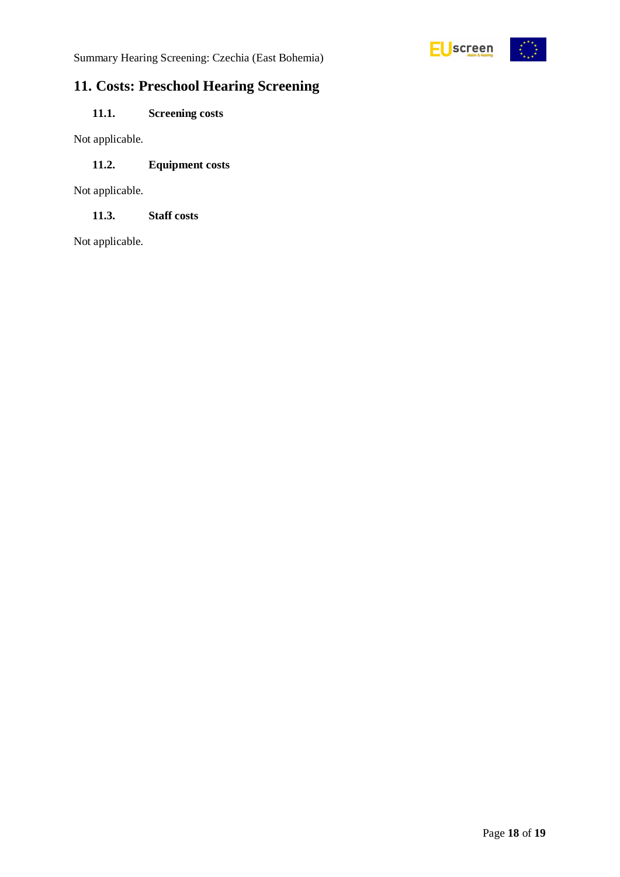## 11. Costs: Preschool Hearing Screening

### 11.1. Screening costs

Not applicable.

### 11.2. Equipment costs

Not applicable.

### 11.3. Staff costs

Not applicable.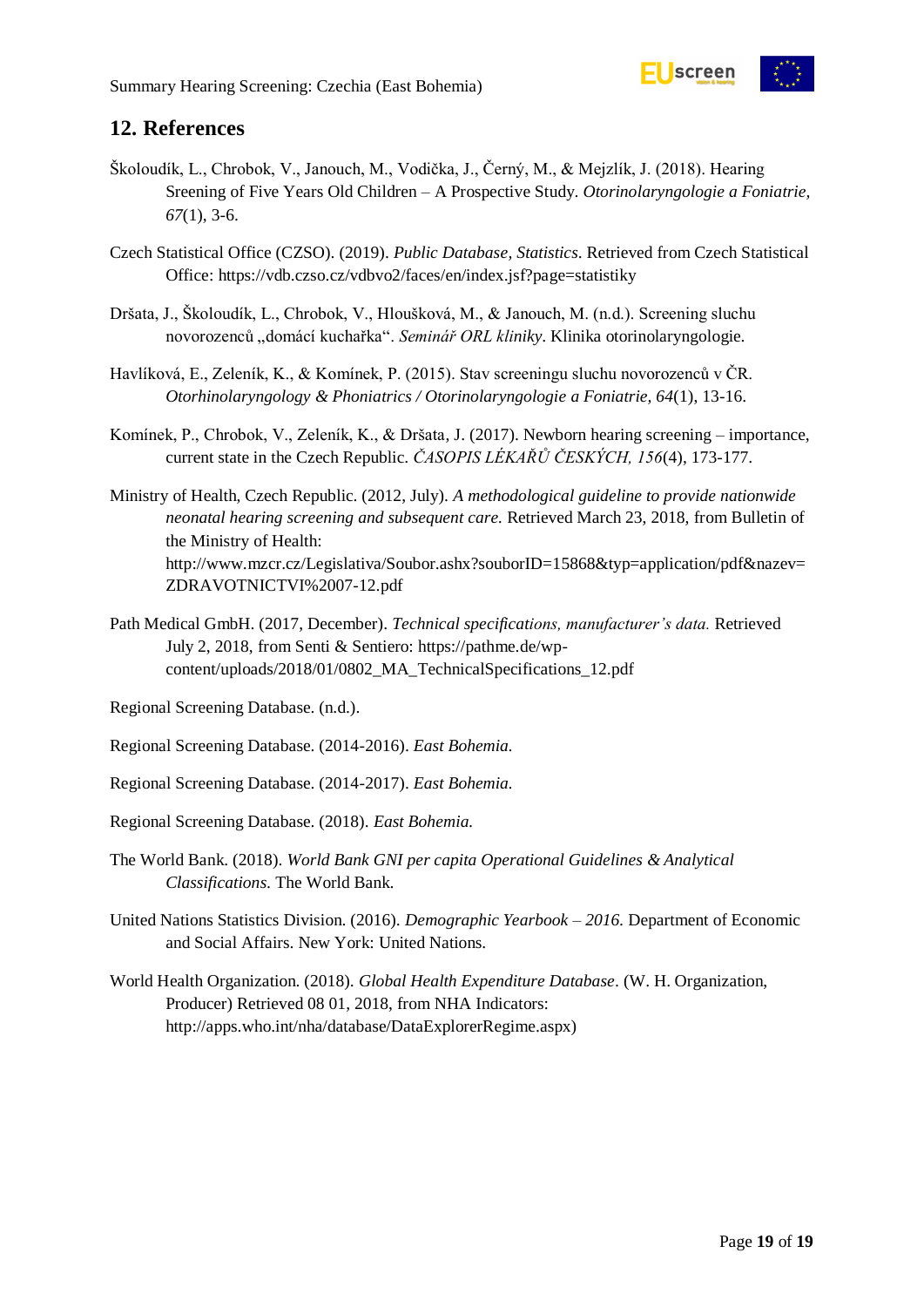## 12. References

Školoudík, L., Chrobok, V., Janouch, M., Vodička, J., Černý, M., & Mejzlík, J. (2018). Hearing Sreening of Five Years Old Children – A Prospective Study. *Otorinolaryngologie a Foniatrie, 67*(1), 3-6.

Czech Statistical Office (CZSO). (2019). *Public Database, Statistics*. Retrieved from Czech Statistical Office: https://vdb.czso.cz/vdbvo2/faces/en/index.jsf?page=statistiky

Dršata, J., Školoudík, L., Chrobok, V., Hloušková, M., & Janouch, M. (n.d.). Screening sluchu novorozenců „domácí kuchařka". *Seminář ORL kliniky*. Klinika otorinolaryngologie.

Havlíková, E., Zeleník, K., & Komínek, P. (2015). Stav screeningu sluchu novorozenců v ČR. *Otorhinolaryngology & Phoniatrics / Otorinolaryngologie a Foniatrie, 64*(1), 13-16.

Komínek, P., Chrobok, V., Zeleník, K., & Dršata, J. (2017). Newborn hearing screening – importance, current state in the Czech Republic. *ČASOPIS LÉKAŘŮ ČESKÝCH, 156*(4), 173-177.

Ministry of Health, Czech Republic. (2012, July). *A methodological guideline to provide nationwide neonatal hearing screening and subsequent care.* Retrieved March 23, 2018, from Bulletin of the Ministry of Health: http://www.mzcr.cz/Legislativa/Soubor.ashx?souborID=15868&typ=application/pdf&nazev=ZDRAVOTNICTVI%2007-12.pdf

Path Medical GmbH. (2017, December). *Technical specifications, manufacturer's data.* Retrieved July 2, 2018, from Senti & Sentiero: https://pathme.de/wp-content/uploads/2018/01/0802_MA_TechnicalSpecifications_12.pdf

Regional Screening Database. (n.d.).

Regional Screening Database. (2014-2016). *East Bohemia.*

Regional Screening Database. (2014-2017). *East Bohemia.*

Regional Screening Database. (2018). *East Bohemia.*

The World Bank. (2018). *World Bank GNI per capita Operational Guidelines & Analytical Classifications.* The World Bank.

United Nations Statistics Division. (2016). *Demographic Yearbook – 2016.* Department of Economic and Social Affairs. New York: United Nations.

World Health Organization. (2018). *Global Health Expenditure Database*. (W. H. Organization, Producer) Retrieved 08 01, 2018, from NHA Indicators: http://apps.who.int/nha/database/DataExplorerRegime.aspx)